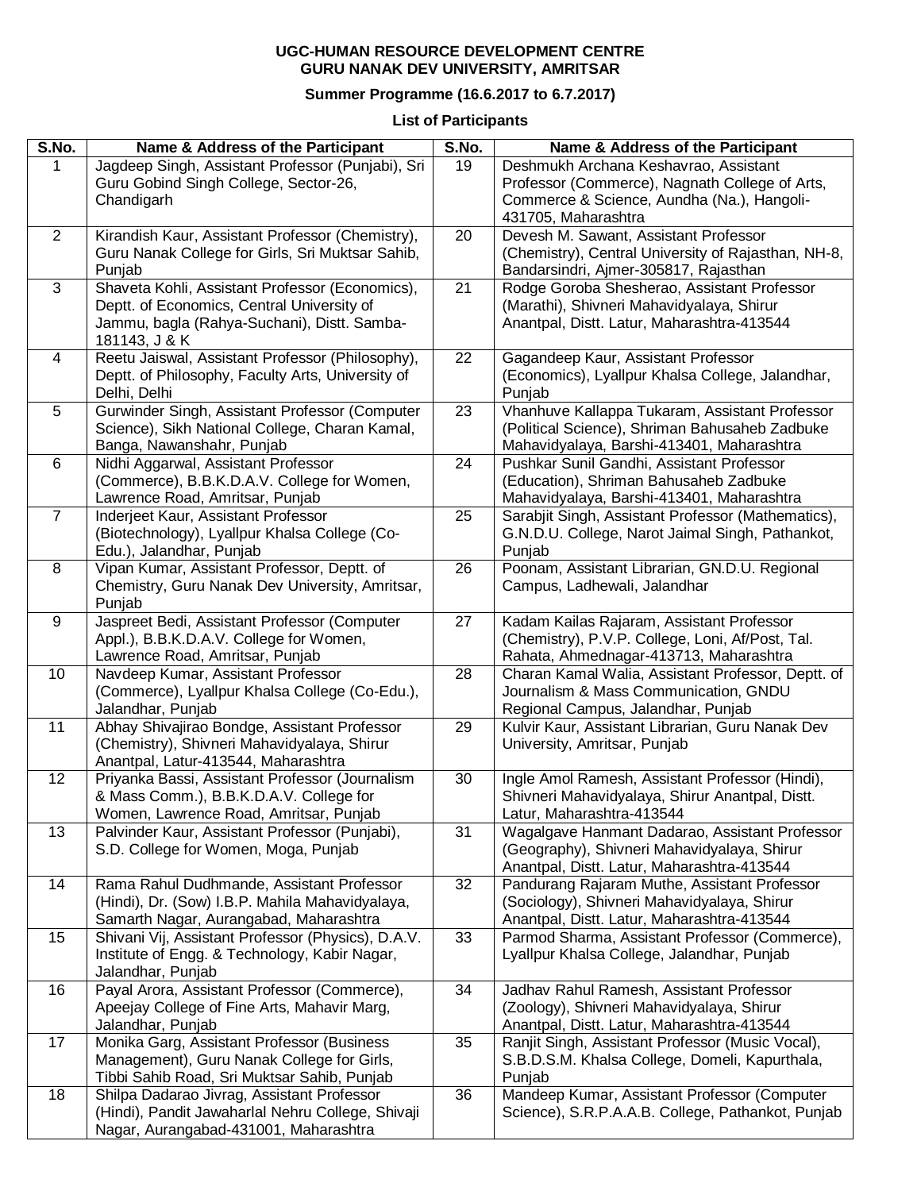**UGC-HUMAN RESOURCE DEVELOPMENT CENTRE**
**GURU NANAK DEV UNIVERSITY, AMRITSAR**

**Summer Programme (16.6.2017 to 6.7.2017)**

**List of Participants**

| S.No. | Name & Address of the Participant | S.No. | Name & Address of the Participant |
|---|---|---|---|
| 1 | Jagdeep Singh, Assistant Professor (Punjabi), Sri Guru Gobind Singh College, Sector-26, Chandigarh | 19 | Deshmukh Archana Keshavrao, Assistant Professor (Commerce), Nagnath College of Arts, Commerce & Science, Aundha (Na.), Hangoli-431705, Maharashtra |
| 2 | Kirandish Kaur, Assistant Professor (Chemistry), Guru Nanak College for Girls, Sri Muktsar Sahib, Punjab | 20 | Devesh M. Sawant, Assistant Professor (Chemistry), Central University of Rajasthan, NH-8, Bandarsindri, Ajmer-305817, Rajasthan |
| 3 | Shaveta Kohli, Assistant Professor (Economics), Deptt. of Economics, Central University of Jammu, bagla (Rahya-Suchani), Distt. Samba-181143, J & K | 21 | Rodge Goroba Shesherao, Assistant Professor (Marathi), Shivneri Mahavidyalaya, Shirur Anantpal, Distt. Latur, Maharashtra-413544 |
| 4 | Reetu Jaiswal, Assistant Professor (Philosophy), Deptt. of Philosophy, Faculty Arts, University of Delhi, Delhi | 22 | Gagandeep Kaur, Assistant Professor (Economics), Lyallpur Khalsa College, Jalandhar, Punjab |
| 5 | Gurwinder Singh, Assistant Professor (Computer Science), Sikh National College, Charan Kamal, Banga, Nawanshahr, Punjab | 23 | Vhanhuve Kallappa Tukaram, Assistant Professor (Political Science), Shriman Bahusaheb Zadbuke Mahavidyalaya, Barshi-413401, Maharashtra |
| 6 | Nidhi Aggarwal, Assistant Professor (Commerce), B.B.K.D.A.V. College for Women, Lawrence Road, Amritsar, Punjab | 24 | Pushkar Sunil Gandhi, Assistant Professor (Education), Shriman Bahusaheb Zadbuke Mahavidyalaya, Barshi-413401, Maharashtra |
| 7 | Inderjeet Kaur, Assistant Professor (Biotechnology), Lyallpur Khalsa College (Co-Edu.), Jalandhar, Punjab | 25 | Sarabjit Singh, Assistant Professor (Mathematics), G.N.D.U. College, Narot Jaimal Singh, Pathankot, Punjab |
| 8 | Vipan Kumar, Assistant Professor, Deptt. of Chemistry, Guru Nanak Dev University, Amritsar, Punjab | 26 | Poonam, Assistant Librarian, GN.D.U. Regional Campus, Ladhewali, Jalandhar |
| 9 | Jaspreet Bedi, Assistant Professor (Computer Appl.), B.B.K.D.A.V. College for Women, Lawrence Road, Amritsar, Punjab | 27 | Kadam Kailas Rajaram, Assistant Professor (Chemistry), P.V.P. College, Loni, Af/Post, Tal. Rahata, Ahmednagar-413713, Maharashtra |
| 10 | Navdeep Kumar, Assistant Professor (Commerce), Lyallpur Khalsa College (Co-Edu.), Jalandhar, Punjab | 28 | Charan Kamal Walia, Assistant Professor, Deptt. of Journalism & Mass Communication, GNDU Regional Campus, Jalandhar, Punjab |
| 11 | Abhay Shivajirao Bondge, Assistant Professor (Chemistry), Shivneri Mahavidyalaya, Shirur Anantpal, Latur-413544, Maharashtra | 29 | Kulvir Kaur, Assistant Librarian, Guru Nanak Dev University, Amritsar, Punjab |
| 12 | Priyanka Bassi, Assistant Professor (Journalism & Mass Comm.), B.B.K.D.A.V. College for Women, Lawrence Road, Amritsar, Punjab | 30 | Ingle Amol Ramesh, Assistant Professor (Hindi), Shivneri Mahavidyalaya, Shirur Anantpal, Distt. Latur, Maharashtra-413544 |
| 13 | Palvinder Kaur, Assistant Professor (Punjabi), S.D. College for Women, Moga, Punjab | 31 | Wagalgave Hanmant Dadarao, Assistant Professor (Geography), Shivneri Mahavidyalaya, Shirur Anantpal, Distt. Latur, Maharashtra-413544 |
| 14 | Rama Rahul Dudhmande, Assistant Professor (Hindi), Dr. (Sow) I.B.P. Mahila Mahavidyalaya, Samarth Nagar, Aurangabad, Maharashtra | 32 | Pandurang Rajaram Muthe, Assistant Professor (Sociology), Shivneri Mahavidyalaya, Shirur Anantpal, Distt. Latur, Maharashtra-413544 |
| 15 | Shivani Vij, Assistant Professor (Physics), D.A.V. Institute of Engg. & Technology, Kabir Nagar, Jalandhar, Punjab | 33 | Parmod Sharma, Assistant Professor (Commerce), Lyallpur Khalsa College, Jalandhar, Punjab |
| 16 | Payal Arora, Assistant Professor (Commerce), Apeejay College of Fine Arts, Mahavir Marg, Jalandhar, Punjab | 34 | Jadhav Rahul Ramesh, Assistant Professor (Zoology), Shivneri Mahavidyalaya, Shirur Anantpal, Distt. Latur, Maharashtra-413544 |
| 17 | Monika Garg, Assistant Professor (Business Management), Guru Nanak College for Girls, Tibbi Sahib Road, Sri Muktsar Sahib, Punjab | 35 | Ranjit Singh, Assistant Professor (Music Vocal), S.B.D.S.M. Khalsa College, Domeli, Kapurthala, Punjab |
| 18 | Shilpa Dadarao Jivrag, Assistant Professor (Hindi), Pandit Jawaharlal Nehru College, Shivaji Nagar, Aurangabad-431001, Maharashtra | 36 | Mandeep Kumar, Assistant Professor (Computer Science), S.R.P.A.A.B. College, Pathankot, Punjab |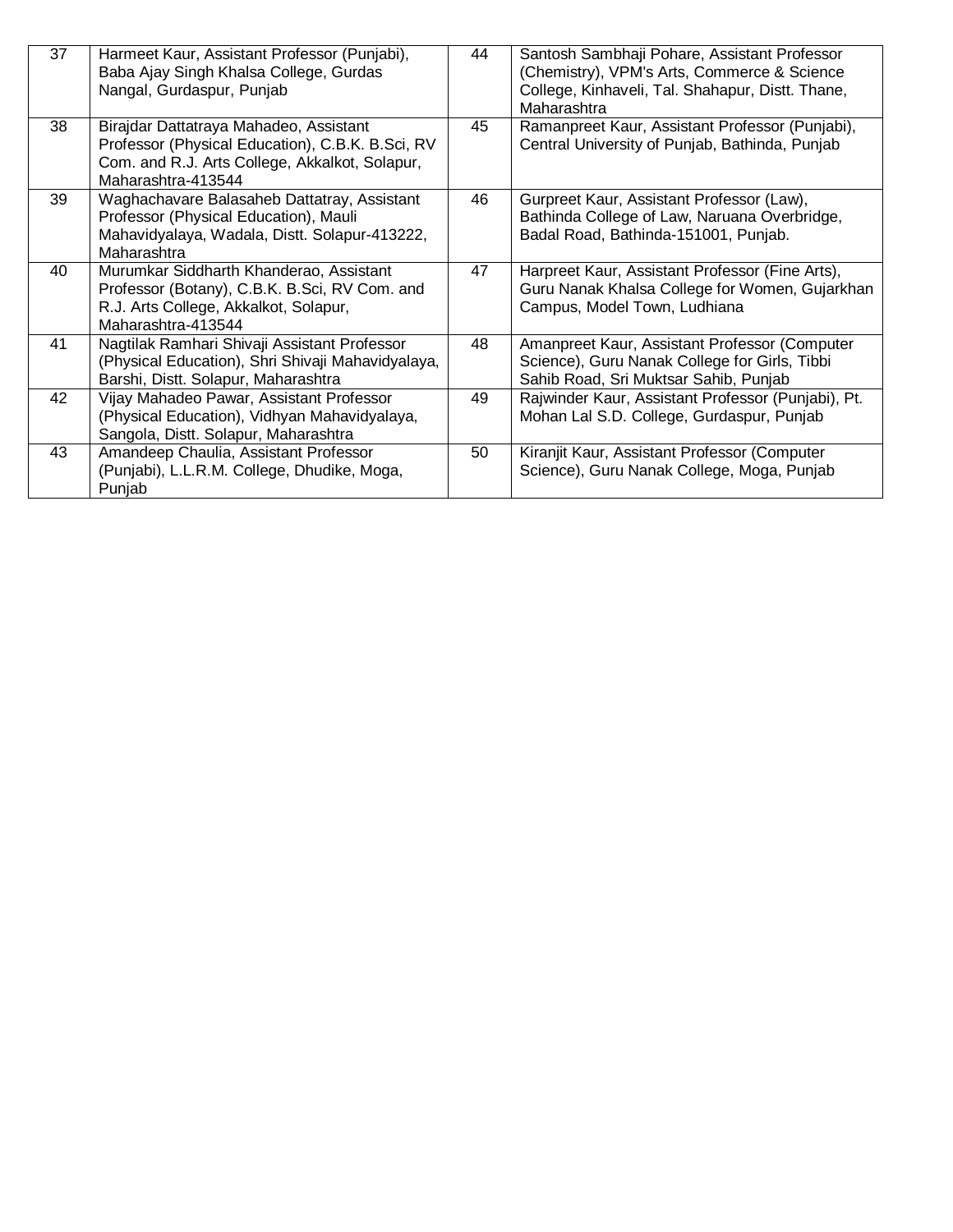| | | | |
|---|---|---|---|
| 37 | Harmeet Kaur, Assistant Professor (Punjabi), Baba Ajay Singh Khalsa College, Gurdas Nangal, Gurdaspur, Punjab | 44 | Santosh Sambhaji Pohare, Assistant Professor (Chemistry), VPM's Arts, Commerce & Science College, Kinhaveli, Tal. Shahapur, Distt. Thane, Maharashtra |
| 38 | Birajdar Dattatraya Mahadeo, Assistant Professor (Physical Education), C.B.K. B.Sci, RV Com. and R.J. Arts College, Akkalkot, Solapur, Maharashtra-413544 | 45 | Ramanpreet Kaur, Assistant Professor (Punjabi), Central University of Punjab, Bathinda, Punjab |
| 39 | Waghachavare Balasaheb Dattatray, Assistant Professor (Physical Education), Mauli Mahavidyalaya, Wadala, Distt. Solapur-413222, Maharashtra | 46 | Gurpreet Kaur, Assistant Professor (Law), Bathinda College of Law, Naruana Overbridge, Badal Road, Bathinda-151001, Punjab. |
| 40 | Murumkar Siddharth Khanderao, Assistant Professor (Botany), C.B.K. B.Sci, RV Com. and R.J. Arts College, Akkalkot, Solapur, Maharashtra-413544 | 47 | Harpreet Kaur, Assistant Professor (Fine Arts), Guru Nanak Khalsa College for Women, Gujarkhan Campus, Model Town, Ludhiana |
| 41 | Nagtilak Ramhari Shivaji Assistant Professor (Physical Education), Shri Shivaji Mahavidyalaya, Barshi, Distt. Solapur, Maharashtra | 48 | Amanpreet Kaur, Assistant Professor (Computer Science), Guru Nanak College for Girls, Tibbi Sahib Road, Sri Muktsar Sahib, Punjab |
| 42 | Vijay Mahadeo Pawar, Assistant Professor (Physical Education), Vidhyan Mahavidyalaya, Sangola, Distt. Solapur, Maharashtra | 49 | Rajwinder Kaur, Assistant Professor (Punjabi), Pt. Mohan Lal S.D. College, Gurdaspur, Punjab |
| 43 | Amandeep Chaulia, Assistant Professor (Punjabi), L.L.R.M. College, Dhudike, Moga, Punjab | 50 | Kiranjit Kaur, Assistant Professor (Computer Science), Guru Nanak College, Moga, Punjab |